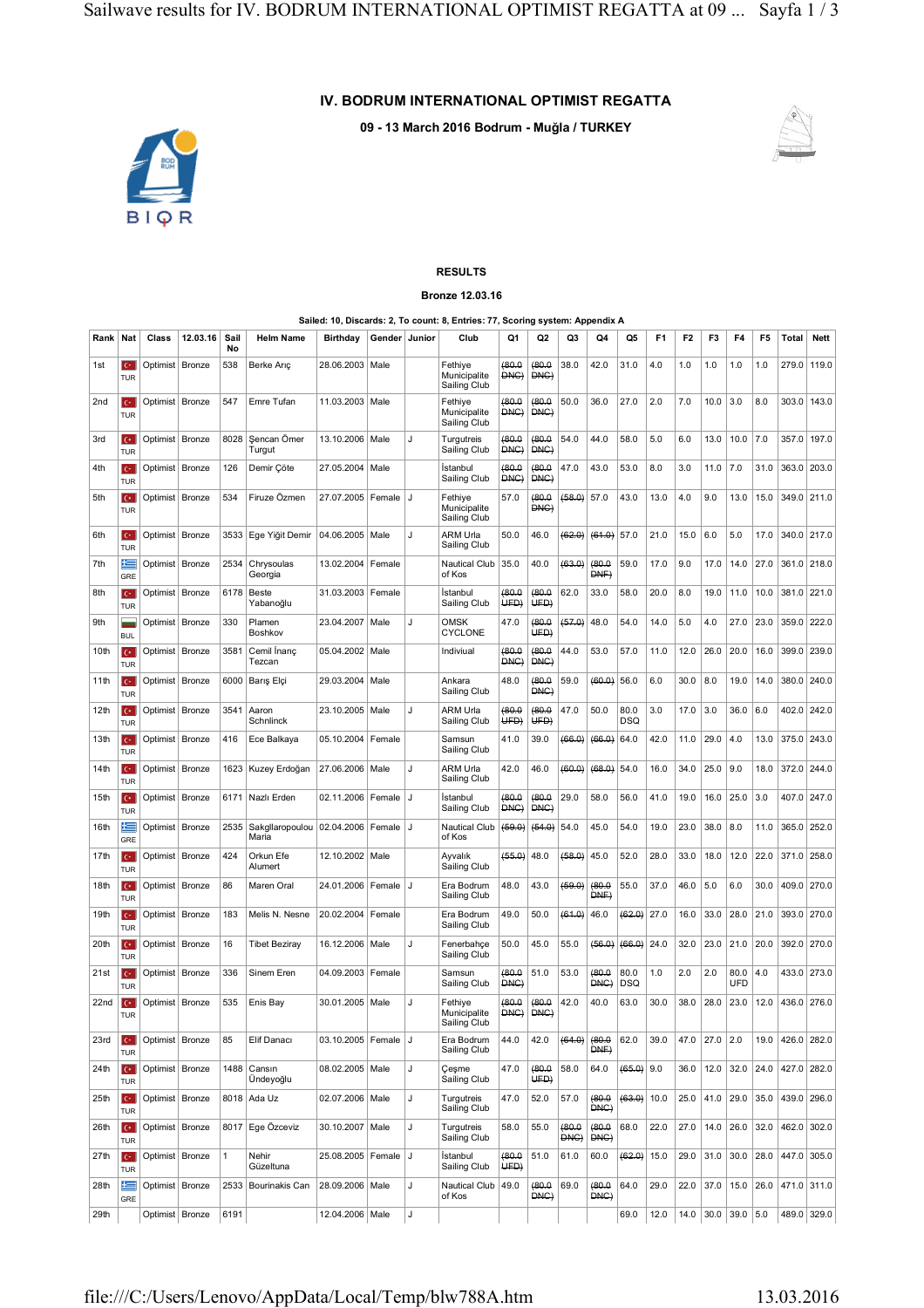# IV. BODRUM INTERNATIONAL OPTIMIST REGATTA

**09 - 13 March 2016 Bodrum - Muğla / TURKEY**

## RESULTS

### Bronze 12.03.16

Sailed: 10, Discards: 2, To count: 8, Entries: 77, Scoring system: Appendix A

| Rank | Nat | Class | 12.03.16 | Sail No | Helm Name | Birthday | Gender | Junior | Club | Q1 | Q2 | Q3 | Q4 | Q5 | F1 | F2 | F3 | F4 | F5 | Total | Nett |
|---|---|---|---|---|---|---|---|---|---|---|---|---|---|---|---|---|---|---|---|---|---|
| 1st | TUR | Optimist | Bronze | 538 | Berke Arıç | 28.06.2003 | Male | | Fethiye Municipalite Sailing Club | ~~(80.0 DNC)~~ | ~~(80.0 DNC)~~ | 38.0 | 42.0 | 31.0 | 4.0 | 1.0 | 1.0 | 1.0 | 1.0 | 279.0 | 119.0 |
| 2nd | TUR | Optimist | Bronze | 547 | Emre Tufan | 11.03.2003 | Male | | Fethiye Municipalite Sailing Club | ~~(80.0 DNC)~~ | ~~(80.0 DNC)~~ | 50.0 | 36.0 | 27.0 | 2.0 | 7.0 | 10.0 | 3.0 | 8.0 | 303.0 | 143.0 |
| 3rd | TUR | Optimist | Bronze | 8028 | Şencan Ömer Turgut | 13.10.2006 | Male | J | Turgutreis Sailing Club | ~~(80.0 DNC)~~ | ~~(80.0 DNC)~~ | 54.0 | 44.0 | 58.0 | 5.0 | 6.0 | 13.0 | 10.0 | 7.0 | 357.0 | 197.0 |
| 4th | TUR | Optimist | Bronze | 126 | Demir Çöte | 27.05.2004 | Male | | İstanbul Sailing Club | ~~(80.0 DNC)~~ | ~~(80.0 DNC)~~ | 47.0 | 43.0 | 53.0 | 8.0 | 3.0 | 11.0 | 7.0 | 31.0 | 363.0 | 203.0 |
| 5th | TUR | Optimist | Bronze | 534 | Firuze Özmen | 27.07.2005 | Female | J | Fethiye Municipalite Sailing Club | 57.0 | ~~(80.0 DNC)~~ | ~~(58.0)~~ | 57.0 | 43.0 | 13.0 | 4.0 | 9.0 | 13.0 | 15.0 | 349.0 | 211.0 |
| 6th | TUR | Optimist | Bronze | 3533 | Ege Yiğit Demir | 04.06.2005 | Male | J | ARM Urla Sailing Club | 50.0 | 46.0 | ~~(62.0)~~ | ~~(61.0)~~ | 57.0 | 21.0 | 15.0 | 6.0 | 5.0 | 17.0 | 340.0 | 217.0 |
| 7th | GRE | Optimist | Bronze | 2534 | Chrysoulas Georgia | 13.02.2004 | Female | | Nautical Club of Kos | 35.0 | 40.0 | ~~(63.0)~~ | ~~(80.0 DNF)~~ | 59.0 | 17.0 | 9.0 | 17.0 | 14.0 | 27.0 | 361.0 | 218.0 |
| 8th | TUR | Optimist | Bronze | 6178 | Beste Yabanoğlu | 31.03.2003 | Female | | İstanbul Sailing Club | ~~(80.0 UFD)~~ | ~~(80.0 UFD)~~ | 62.0 | 33.0 | 58.0 | 20.0 | 8.0 | 19.0 | 11.0 | 10.0 | 381.0 | 221.0 |
| 9th | BUL | Optimist | Bronze | 330 | Plamen Boshkov | 23.04.2007 | Male | J | OMSK CYCLONE | 47.0 | ~~(80.0 UFD)~~ | ~~(57.0)~~ | 48.0 | 54.0 | 14.0 | 5.0 | 4.0 | 27.0 | 23.0 | 359.0 | 222.0 |
| 10th | TUR | Optimist | Bronze | 3581 | Cemil İnanç Tezcan | 05.04.2002 | Male | | Indiviual | ~~(80.0 DNC)~~ | ~~(80.0 DNC)~~ | 44.0 | 53.0 | 57.0 | 11.0 | 12.0 | 26.0 | 20.0 | 16.0 | 399.0 | 239.0 |
| 11th | TUR | Optimist | Bronze | 6000 | Barış Elçi | 29.03.2004 | Male | | Ankara Sailing Club | 48.0 | ~~(80.0 DNC)~~ | 59.0 | ~~(60.0)~~ | 56.0 | 6.0 | 30.0 | 8.0 | 19.0 | 14.0 | 380.0 | 240.0 |
| 12th | TUR | Optimist | Bronze | 3541 | Aaron Schnlinck | 23.10.2005 | Male | J | ARM Urla Sailing Club | ~~(80.0 UFD)~~ | ~~(80.0 UFD)~~ | 47.0 | 50.0 | 80.0 DSQ | 3.0 | 17.0 | 3.0 | 36.0 | 6.0 | 402.0 | 242.0 |
| 13th | TUR | Optimist | Bronze | 416 | Ece Balkaya | 05.10.2004 | Female | | Samsun Sailing Club | 41.0 | 39.0 | ~~(66.0)~~ | ~~(66.0)~~ | 64.0 | 42.0 | 11.0 | 29.0 | 4.0 | 13.0 | 375.0 | 243.0 |
| 14th | TUR | Optimist | Bronze | 1623 | Kuzey Erdoğan | 27.06.2006 | Male | J | ARM Urla Sailing Club | 42.0 | 46.0 | ~~(60.0)~~ | ~~(68.0)~~ | 54.0 | 16.0 | 34.0 | 25.0 | 9.0 | 18.0 | 372.0 | 244.0 |
| 15th | TUR | Optimist | Bronze | 6171 | Nazlı Erden | 02.11.2006 | Female | J | İstanbul Sailing Club | ~~(80.0 DNC)~~ | ~~(80.0 DNC)~~ | 29.0 | 58.0 | 56.0 | 41.0 | 19.0 | 16.0 | 25.0 | 3.0 | 407.0 | 247.0 |
| 16th | GRE | Optimist | Bronze | 2535 | Sakgllaropoulou Maria | 02.04.2006 | Female | J | Nautical Club of Kos | ~~(59.0)~~ | ~~(54.0)~~ | 54.0 | 45.0 | 54.0 | 19.0 | 23.0 | 38.0 | 8.0 | 11.0 | 365.0 | 252.0 |
| 17th | TUR | Optimist | Bronze | 424 | Orkun Efe Alumert | 12.10.2002 | Male | | Ayvalık Sailing Club | ~~(55.0)~~ | 48.0 | ~~(58.0)~~ | 45.0 | 52.0 | 28.0 | 33.0 | 18.0 | 12.0 | 22.0 | 371.0 | 258.0 |
| 18th | TUR | Optimist | Bronze | 86 | Maren Oral | 24.01.2006 | Female | J | Era Bodrum Sailing Club | 48.0 | 43.0 | ~~(59.0)~~ | ~~(80.0 DNF)~~ | 55.0 | 37.0 | 46.0 | 5.0 | 6.0 | 30.0 | 409.0 | 270.0 |
| 19th | TUR | Optimist | Bronze | 183 | Melis N. Nesne | 20.02.2004 | Female | | Era Bodrum Sailing Club | 49.0 | 50.0 | ~~(61.0)~~ | 46.0 | ~~(62.0)~~ | 27.0 | 16.0 | 33.0 | 28.0 | 21.0 | 393.0 | 270.0 |
| 20th | TUR | Optimist | Bronze | 16 | Tibet Beziray | 16.12.2006 | Male | J | Fenerbahçe Sailing Club | 50.0 | 45.0 | 55.0 | ~~(56.0)~~ | ~~(66.0)~~ | 24.0 | 32.0 | 23.0 | 21.0 | 20.0 | 392.0 | 270.0 |
| 21st | TUR | Optimist | Bronze | 336 | Sinem Eren | 04.09.2003 | Female | | Samsun Sailing Club | ~~(80.0 DNC)~~ | 51.0 | 53.0 | ~~(80.0 DNC)~~ | 80.0 DSQ | 1.0 | 2.0 | 2.0 | 80.0 UFD | 4.0 | 433.0 | 273.0 |
| 22nd | TUR | Optimist | Bronze | 535 | Enis Bay | 30.01.2005 | Male | J | Fethiye Municipalite Sailing Club | ~~(80.0 DNC)~~ | ~~(80.0 DNC)~~ | 42.0 | 40.0 | 63.0 | 30.0 | 38.0 | 28.0 | 23.0 | 12.0 | 436.0 | 276.0 |
| 23rd | TUR | Optimist | Bronze | 85 | Elif Danacı | 03.10.2005 | Female | J | Era Bodrum Sailing Club | 44.0 | 42.0 | ~~(64.0)~~ | ~~(80.0 DNF)~~ | 62.0 | 39.0 | 47.0 | 27.0 | 2.0 | 19.0 | 426.0 | 282.0 |
| 24th | TUR | Optimist | Bronze | 1488 | Cansın Ündeyoğlu | 08.02.2005 | Male | J | Çeşme Sailing Club | 47.0 | ~~(80.0 UFD)~~ | 58.0 | 64.0 | ~~(65.0)~~ | 9.0 | 36.0 | 12.0 | 32.0 | 24.0 | 427.0 | 282.0 |
| 25th | TUR | Optimist | Bronze | 8018 | Ada Uz | 02.07.2006 | Male | J | Turgutreis Sailing Club | 47.0 | 52.0 | 57.0 | ~~(80.0 DNC)~~ | ~~(63.0)~~ | 10.0 | 25.0 | 41.0 | 29.0 | 35.0 | 439.0 | 296.0 |
| 26th | TUR | Optimist | Bronze | 8017 | Ege Özceviz | 30.10.2007 | Male | J | Turgutreis Sailing Club | 58.0 | 55.0 | ~~(80.0 DNC)~~ | ~~(80.0 DNC)~~ | 68.0 | 22.0 | 27.0 | 14.0 | 26.0 | 32.0 | 462.0 | 302.0 |
| 27th | TUR | Optimist | Bronze | 1 | Nehir Güzeltuna | 25.08.2005 | Female | J | İstanbul Sailing Club | ~~(80.0 UFD)~~ | 51.0 | 61.0 | 60.0 | ~~(62.0)~~ | 15.0 | 29.0 | 31.0 | 30.0 | 28.0 | 447.0 | 305.0 |
| 28th | GRE | Optimist | Bronze | 2533 | Bourinakis Can | 28.09.2006 | Male | J | Nautical Club of Kos | 49.0 | ~~(80.0 DNC)~~ | 69.0 | ~~(80.0 DNC)~~ | 64.0 | 29.0 | 22.0 | 37.0 | 15.0 | 26.0 | 471.0 | 311.0 |
| 29th | | Optimist | Bronze | 6191 | | 12.04.2006 | Male | J | | | | | | 69.0 | 12.0 | 14.0 | 30.0 | 39.0 | 5.0 | 489.0 | 329.0 |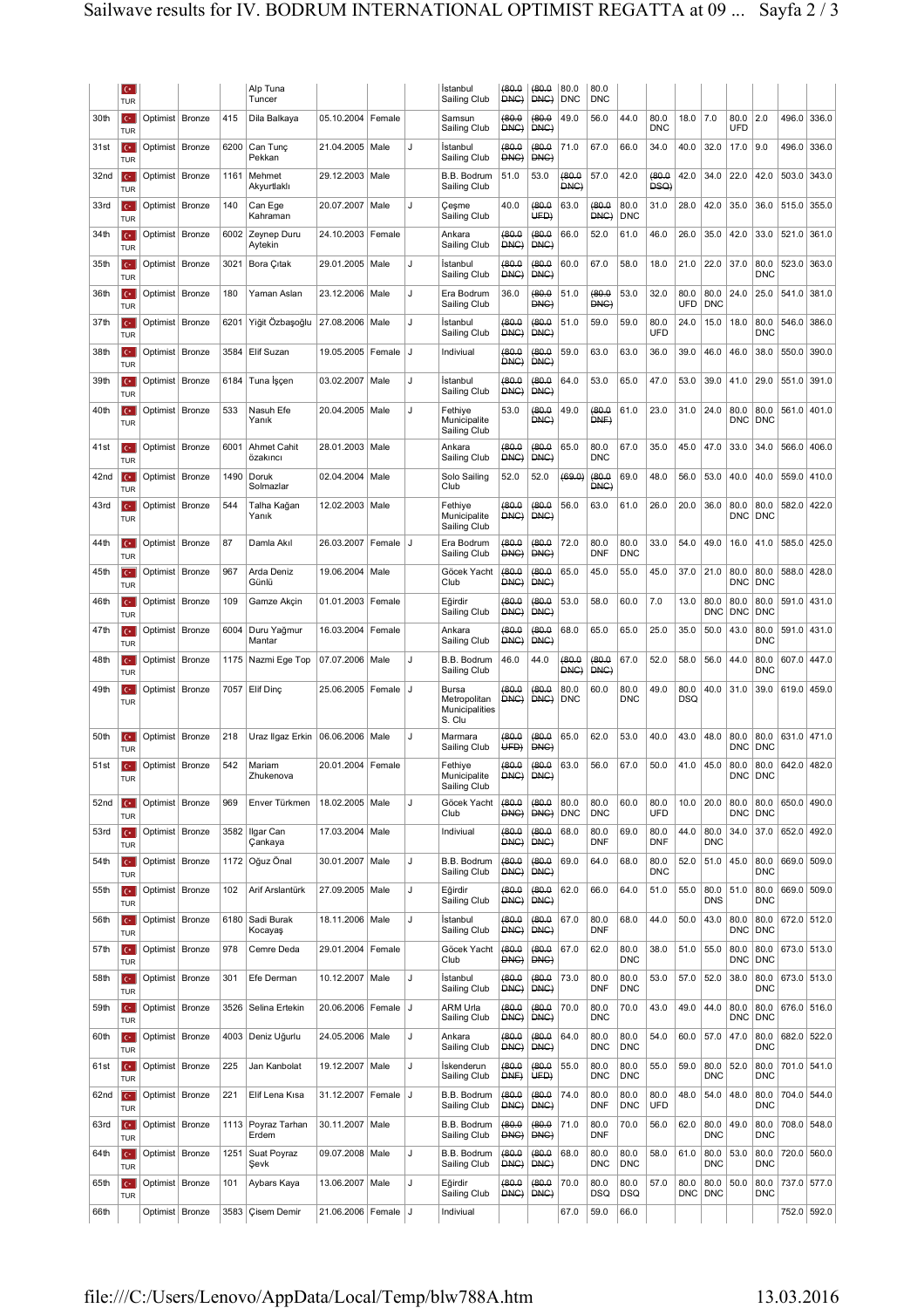|  |  |  |  |  |  |  |  |  |  |  |  |  |  |  |  |  |  |  |  |  |  |  |
|---|---|---|---|---|---|---|---|---|---|---|---|---|---|---|---|---|---|---|---|---|---|---|
|  | TUR |  |  |  | Alp Tuna Tuncer |  |  |  | İstanbul Sailing Club | ~~(80.0 DNC)~~ | ~~(80.0 DNC)~~ | 80.0 DNC | 80.0 DNC |  |  |  |  |  |  |  |  |  |
| 30th | TUR | Optimist | Bronze | 415 | Dila Balkaya | 05.10.2004 | Female |  | Samsun Sailing Club | ~~(80.0 DNC)~~ | ~~(80.0 DNC)~~ | 49.0 | 56.0 | 44.0 | 80.0 DNC | 18.0 | 7.0 | 80.0 UFD | 2.0 |  | 496.0 | 336.0 |
| 31st | TUR | Optimist | Bronze | 6200 | Can Tunç Pekkan | 21.04.2005 | Male | J | İstanbul Sailing Club | ~~(80.0 DNC)~~ | ~~(80.0 DNC)~~ | 71.0 | 67.0 | 66.0 | 34.0 | 40.0 | 32.0 | 17.0 | 9.0 |  | 496.0 | 336.0 |
| 32nd | TUR | Optimist | Bronze | 1161 | Mehmet Akyurtlaklı | 29.12.2003 | Male |  | B.B. Bodrum Sailing Club | 51.0 | 53.0 | ~~(80.0 DNC)~~ | 57.0 | 42.0 | ~~(80.0 DSQ)~~ | 42.0 | 34.0 | 22.0 | 42.0 |  | 503.0 | 343.0 |
| 33rd | TUR | Optimist | Bronze | 140 | Can Ege Kahraman | 20.07.2007 | Male | J | Çeşme Sailing Club | 40.0 | ~~(80.0 UFD)~~ | 63.0 | ~~(80.0 DNC)~~ | 80.0 DNC | 31.0 | 28.0 | 42.0 | 35.0 | 36.0 |  | 515.0 | 355.0 |
| 34th | TUR | Optimist | Bronze | 6002 | Zeynep Duru Aytekin | 24.10.2003 | Female |  | Ankara Sailing Club | ~~(80.0 DNC)~~ | ~~(80.0 DNC)~~ | 66.0 | 52.0 | 61.0 | 46.0 | 26.0 | 35.0 | 42.0 | 33.0 |  | 521.0 | 361.0 |
| 35th | TUR | Optimist | Bronze | 3021 | Bora Çıtak | 29.01.2005 | Male | J | İstanbul Sailing Club | ~~(80.0 DNC)~~ | ~~(80.0 DNC)~~ | 60.0 | 67.0 | 58.0 | 18.0 | 21.0 | 22.0 | 37.0 | 80.0 DNC |  | 523.0 | 363.0 |
| 36th | TUR | Optimist | Bronze | 180 | Yaman Aslan | 23.12.2006 | Male | J | Era Bodrum Sailing Club | 36.0 | ~~(80.0 DNC)~~ | 51.0 | ~~(80.0 DNC)~~ | 53.0 | 32.0 | 80.0 UFD | 80.0 DNC | 24.0 | 25.0 |  | 541.0 | 381.0 |
| 37th | TUR | Optimist | Bronze | 6201 | Yiğit Özbaşoğlu | 27.08.2006 | Male | J | İstanbul Sailing Club | ~~(80.0 DNC)~~ | ~~(80.0 DNC)~~ | 51.0 | 59.0 | 59.0 | 80.0 UFD | 24.0 | 15.0 | 18.0 | 80.0 DNC |  | 546.0 | 386.0 |
| 38th | TUR | Optimist | Bronze | 3584 | Elif Suzan | 19.05.2005 | Female | J | Indiviual | ~~(80.0 DNC)~~ | ~~(80.0 DNC)~~ | 59.0 | 63.0 | 63.0 | 36.0 | 39.0 | 46.0 | 46.0 | 38.0 |  | 550.0 | 390.0 |
| 39th | TUR | Optimist | Bronze | 6184 | Tuna İşçen | 03.02.2007 | Male | J | İstanbul Sailing Club | ~~(80.0 DNC)~~ | ~~(80.0 DNC)~~ | 64.0 | 53.0 | 65.0 | 47.0 | 53.0 | 39.0 | 41.0 | 29.0 |  | 551.0 | 391.0 |
| 40th | TUR | Optimist | Bronze | 533 | Nasuh Efe Yanık | 20.04.2005 | Male | J | Fethiye Municipalite Sailing Club | 53.0 | ~~(80.0 DNC)~~ | 49.0 | ~~(80.0 DNF)~~ | 61.0 | 23.0 | 31.0 | 24.0 | 80.0 DNC | 80.0 DNC |  | 561.0 | 401.0 |
| 41st | TUR | Optimist | Bronze | 6001 | Ahmet Cahit özakıncı | 28.01.2003 | Male |  | Ankara Sailing Club | ~~(80.0 DNC)~~ | ~~(80.0 DNC)~~ | 65.0 | 80.0 DNC | 67.0 | 35.0 | 45.0 | 47.0 | 33.0 | 34.0 |  | 566.0 | 406.0 |
| 42nd | TUR | Optimist | Bronze | 1490 | Doruk Solmazlar | 02.04.2004 | Male |  | Solo Sailing Club | 52.0 | 52.0 | ~~(69.0)~~ | ~~(80.0 DNC)~~ | 69.0 | 48.0 | 56.0 | 53.0 | 40.0 | 40.0 |  | 559.0 | 410.0 |
| 43rd | TUR | Optimist | Bronze | 544 | Talha Kağan Yanık | 12.02.2003 | Male |  | Fethiye Municipalite Sailing Club | ~~(80.0 DNC)~~ | ~~(80.0 DNC)~~ | 56.0 | 63.0 | 61.0 | 26.0 | 20.0 | 36.0 | 80.0 DNC | 80.0 DNC |  | 582.0 | 422.0 |
| 44th | TUR | Optimist | Bronze | 87 | Damla Akıl | 26.03.2007 | Female | J | Era Bodrum Sailing Club | ~~(80.0 DNC)~~ | ~~(80.0 DNC)~~ | 72.0 | 80.0 DNF | 80.0 DNC | 33.0 | 54.0 | 49.0 | 16.0 | 41.0 |  | 585.0 | 425.0 |
| 45th | TUR | Optimist | Bronze | 967 | Arda Deniz Günlü | 19.06.2004 | Male |  | Göcek Yacht Club | ~~(80.0 DNC)~~ | ~~(80.0 DNC)~~ | 65.0 | 45.0 | 55.0 | 45.0 | 37.0 | 21.0 | 80.0 DNC | 80.0 DNC |  | 588.0 | 428.0 |
| 46th | TUR | Optimist | Bronze | 109 | Gamze Akçin | 01.01.2003 | Female |  | Eğirdir Sailing Club | ~~(80.0 DNC)~~ | ~~(80.0 DNC)~~ | 53.0 | 58.0 | 60.0 | 7.0 | 13.0 | 80.0 DNC | 80.0 DNC | 80.0 DNC |  | 591.0 | 431.0 |
| 47th | TUR | Optimist | Bronze | 6004 | Duru Yağmur Mantar | 16.03.2004 | Female |  | Ankara Sailing Club | ~~(80.0 DNC)~~ | ~~(80.0 DNC)~~ | 68.0 | 65.0 | 65.0 | 25.0 | 35.0 | 50.0 | 43.0 | 80.0 DNC |  | 591.0 | 431.0 |
| 48th | TUR | Optimist | Bronze | 1175 | Nazmi Ege Top | 07.07.2006 | Male | J | B.B. Bodrum Sailing Club | 46.0 | 44.0 | ~~(80.0 DNC)~~ | ~~(80.0 DNC)~~ | 67.0 | 52.0 | 58.0 | 56.0 | 44.0 | 80.0 DNC |  | 607.0 | 447.0 |
| 49th | TUR | Optimist | Bronze | 7057 | Elif Dinç | 25.06.2005 | Female | J | Bursa Metropolitan Municipalities S. Clu | ~~(80.0 DNC)~~ | ~~(80.0 DNC)~~ | 80.0 DNC | 60.0 | 80.0 DNC | 49.0 | 80.0 DSQ | 40.0 | 31.0 | 39.0 |  | 619.0 | 459.0 |
| 50th | TUR | Optimist | Bronze | 218 | Uraz Ilgaz Erkin | 06.06.2006 | Male | J | Marmara Sailing Club | ~~(80.0 UFD)~~ | ~~(80.0 DNC)~~ | 65.0 | 62.0 | 53.0 | 40.0 | 43.0 | 48.0 | 80.0 DNC | 80.0 DNC |  | 631.0 | 471.0 |
| 51st | TUR | Optimist | Bronze | 542 | Mariam Zhukenova | 20.01.2004 | Female |  | Fethiye Municipalite Sailing Club | ~~(80.0 DNC)~~ | ~~(80.0 DNC)~~ | 63.0 | 56.0 | 67.0 | 50.0 | 41.0 | 45.0 | 80.0 DNC | 80.0 DNC |  | 642.0 | 482.0 |
| 52nd | TUR | Optimist | Bronze | 969 | Enver Türkmen | 18.02.2005 | Male | J | Göcek Yacht Club | ~~(80.0 DNC)~~ | ~~(80.0 DNC)~~ | 80.0 DNC | 80.0 DNC | 60.0 | 80.0 UFD | 10.0 | 20.0 | 80.0 DNC | 80.0 DNC |  | 650.0 | 490.0 |
| 53rd | TUR | Optimist | Bronze | 3582 | Ilgar Can Çankaya | 17.03.2004 | Male |  | Indiviual | ~~(80.0 DNC)~~ | ~~(80.0 DNC)~~ | 68.0 | 80.0 DNF | 69.0 | 80.0 DNF | 44.0 | 80.0 DNC | 34.0 | 37.0 |  | 652.0 | 492.0 |
| 54th | TUR | Optimist | Bronze | 1172 | Oğuz Önal | 30.01.2007 | Male | J | B.B. Bodrum Sailing Club | ~~(80.0 DNC)~~ | ~~(80.0 DNC)~~ | 69.0 | 64.0 | 68.0 | 80.0 DNC | 52.0 | 51.0 | 45.0 | 80.0 DNC |  | 669.0 | 509.0 |
| 55th | TUR | Optimist | Bronze | 102 | Arif Arslantürk | 27.09.2005 | Male | J | Eğirdir Sailing Club | ~~(80.0 DNC)~~ | ~~(80.0 DNC)~~ | 62.0 | 66.0 | 64.0 | 51.0 | 55.0 | 80.0 DNS | 51.0 | 80.0 DNC |  | 669.0 | 509.0 |
| 56th | TUR | Optimist | Bronze | 6180 | Sadi Burak Kocayaş | 18.11.2006 | Male | J | İstanbul Sailing Club | ~~(80.0 DNC)~~ | ~~(80.0 DNC)~~ | 67.0 | 80.0 DNF | 68.0 | 44.0 | 50.0 | 43.0 | 80.0 DNC | 80.0 DNC |  | 672.0 | 512.0 |
| 57th | TUR | Optimist | Bronze | 978 | Cemre Deda | 29.01.2004 | Female |  | Göcek Yacht Club | ~~(80.0 DNC)~~ | ~~(80.0 DNC)~~ | 67.0 | 62.0 | 80.0 DNC | 38.0 | 51.0 | 55.0 | 80.0 DNC | 80.0 DNC |  | 673.0 | 513.0 |
| 58th | TUR | Optimist | Bronze | 301 | Efe Derman | 10.12.2007 | Male | J | İstanbul Sailing Club | ~~(80.0 DNC)~~ | ~~(80.0 DNC)~~ | 73.0 | 80.0 DNF | 80.0 DNC | 53.0 | 57.0 | 52.0 | 38.0 | 80.0 DNC |  | 673.0 | 513.0 |
| 59th | TUR | Optimist | Bronze | 3526 | Selina Ertekin | 20.06.2006 | Female | J | ARM Urla Sailing Club | ~~(80.0 DNC)~~ | ~~(80.0 DNC)~~ | 70.0 | 80.0 DNC | 70.0 | 43.0 | 49.0 | 44.0 | 80.0 DNC | 80.0 DNC |  | 676.0 | 516.0 |
| 60th | TUR | Optimist | Bronze | 4003 | Deniz Uğurlu | 24.05.2006 | Male | J | Ankara Sailing Club | ~~(80.0 DNC)~~ | ~~(80.0 DNC)~~ | 64.0 | 80.0 DNC | 80.0 DNC | 54.0 | 60.0 | 57.0 | 47.0 | 80.0 DNC |  | 682.0 | 522.0 |
| 61st | TUR | Optimist | Bronze | 225 | Jan Kanbolat | 19.12.2007 | Male | J | İskenderun Sailing Club | ~~(80.0 DNF)~~ | ~~(80.0 UFD)~~ | 55.0 | 80.0 DNC | 80.0 DNC | 55.0 | 59.0 | 80.0 DNC | 52.0 | 80.0 DNC |  | 701.0 | 541.0 |
| 62nd | TUR | Optimist | Bronze | 221 | Elif Lena Kısa | 31.12.2007 | Female | J | B.B. Bodrum Sailing Club | ~~(80.0 DNC)~~ | ~~(80.0 DNC)~~ | 74.0 | 80.0 DNF | 80.0 DNC | 80.0 UFD | 48.0 | 54.0 | 48.0 | 80.0 DNC |  | 704.0 | 544.0 |
| 63rd | TUR | Optimist | Bronze | 1113 | Poyraz Tarhan Erdem | 30.11.2007 | Male |  | B.B. Bodrum Sailing Club | ~~(80.0 DNC)~~ | ~~(80.0 DNC)~~ | 71.0 | 80.0 DNF | 70.0 | 56.0 | 62.0 | 80.0 DNC | 49.0 | 80.0 DNC |  | 708.0 | 548.0 |
| 64th | TUR | Optimist | Bronze | 1251 | Suat Poyraz Şevk | 09.07.2008 | Male | J | B.B. Bodrum Sailing Club | ~~(80.0 DNC)~~ | ~~(80.0 DNC)~~ | 68.0 | 80.0 DNC | 80.0 DNC | 58.0 | 61.0 | 80.0 DNC | 53.0 | 80.0 DNC |  | 720.0 | 560.0 |
| 65th | TUR | Optimist | Bronze | 101 | Aybars Kaya | 13.06.2007 | Male | J | Eğirdir Sailing Club | ~~(80.0 DNC)~~ | ~~(80.0 DNC)~~ | 70.0 | 80.0 DSQ | 80.0 DSQ | 57.0 | 80.0 DNC | 80.0 DNC | 50.0 | 80.0 DNC |  | 737.0 | 577.0 |
| 66th |  | Optimist | Bronze | 3583 | Çisem Demir | 21.06.2006 | Female | J | Indiviual |  |  | 67.0 | 59.0 | 66.0 |  |  |  |  |  |  | 752.0 | 592.0 |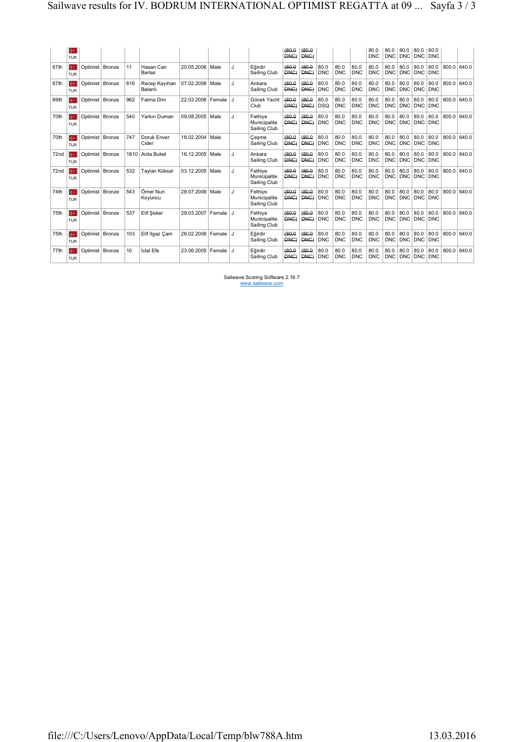| | | | | | | | | | | | | | | | | | | | | | |
|---|---|---|---|---|---|---|---|---|---|---|---|---|---|---|---|---|---|---|---|---|---|
| | TUR | | | | | | | | | ~~(80.0 DNC)~~ | ~~(80.0 DNC)~~ | | | | 80.0 DNC | 80.0 DNC | 80.0 DNC | 80.0 DNC | 80.0 DNC | | |
| 67th | TUR | Optimist | Bronze | 11 | Hasan Can Barlas | 20.05.2006 | Male | J | Eğirdir Sailing Club | ~~(80.0 DNC)~~ | ~~(80.0 DNC)~~ | 80.0 DNC | 80.0 DNC | 80.0 DNC | 80.0 DNC | 80.0 DNC | 80.0 DNC | 80.0 DNC | 80.0 DNC | 800.0 | 640.0 |
| 67th | TUR | Optimist | Bronze | 616 | Recep Kayıhan Balanlı | 07.02.2008 | Male | J | Ankara Sailing Club | ~~(80.0 DNC)~~ | ~~(80.0 DNC)~~ | 80.0 DNC | 80.0 DNC | 80.0 DNC | 80.0 DNC | 80.0 DNC | 80.0 DNC | 80.0 DNC | 80.0 DNC | 800.0 | 640.0 |
| 69th | TUR | Optimist | Bronze | 962 | Fatma Dim | 22.03.2006 | Female | J | Göcek Yacht Club | ~~(80.0 DNC)~~ | ~~(80.0 DNC)~~ | 80.0 DSQ | 80.0 DNC | 80.0 DNC | 80.0 DNC | 80.0 DNC | 80.0 DNC | 80.0 DNC | 80.0 DNC | 800.0 | 640.0 |
| 70th | TUR | Optimist | Bronze | 540 | Yarkın Duman | 09.08.2005 | Male | J | Fethiye Municipalite Sailing Club | ~~(80.0 DNC)~~ | ~~(80.0 DNC)~~ | 80.0 DNC | 80.0 DNC | 80.0 DNC | 80.0 DNC | 80.0 DNC | 80.0 DNC | 80.0 DNC | 80.0 DNC | 800.0 | 640.0 |
| 70th | TUR | Optimist | Bronze | 747 | Doruk Enver Cider | 18.02.2004 | Male | | Çeşme Sailing Club | ~~(80.0 DNC)~~ | ~~(80.0 DNC)~~ | 80.0 DNC | 80.0 DNC | 80.0 DNC | 80.0 DNC | 80.0 DNC | 80.0 DNC | 80.0 DNC | 80.0 DNC | 800.0 | 640.0 |
| 72nd | TUR | Optimist | Bronze | 1810 | Arda Buket | 16.12.2005 | Male | J | Ankara Sailing Club | ~~(80.0 DNC)~~ | ~~(80.0 DNC)~~ | 80.0 DNC | 80.0 DNC | 80.0 DNC | 80.0 DNC | 80.0 DNC | 80.0 DNC | 80.0 DNC | 80.0 DNC | 800.0 | 640.0 |
| 72nd | TUR | Optimist | Bronze | 532 | Taylan Köksal | 03.12.2005 | Male | J | Fethiye Municipalite Sailing Club | ~~(80.0 DNC)~~ | ~~(80.0 DNC)~~ | 80.0 DNC | 80.0 DNC | 80.0 DNC | 80.0 DNC | 80.0 DNC | 80.0 DNC | 80.0 DNC | 80.0 DNC | 800.0 | 640.0 |
| 74th | TUR | Optimist | Bronze | 543 | Ömer Nuri Koyuncu | 28.07.2006 | Male | J | Fethiye Municipalite Sailing Club | ~~(80.0 DNC)~~ | ~~(80.0 DNC)~~ | 80.0 DNC | 80.0 DNC | 80.0 DNC | 80.0 DNC | 80.0 DNC | 80.0 DNC | 80.0 DNC | 80.0 DNC | 800.0 | 640.0 |
| 75th | TUR | Optimist | Bronze | 537 | Elif Şeker | 29.03.2007 | Female | J | Fethiye Municipalite Sailing Club | ~~(80.0 DNC)~~ | ~~(80.0 DNC)~~ | 80.0 DNC | 80.0 DNC | 80.0 DNC | 80.0 DNC | 80.0 DNC | 80.0 DNC | 80.0 DNC | 80.0 DNC | 800.0 | 640.0 |
| 75th | TUR | Optimist | Bronze | 103 | Elif Ilgaz Çam | 28.02.2006 | Female | J | Eğirdir Sailing Club | ~~(80.0 DNC)~~ | ~~(80.0 DNC)~~ | 80.0 DNC | 80.0 DNC | 80.0 DNC | 80.0 DNC | 80.0 DNC | 80.0 DNC | 80.0 DNC | 80.0 DNC | 800.0 | 640.0 |
| 77th | TUR | Optimist | Bronze | 10 | İclal Efe | 23.06.2005 | Female | J | Eğirdir Sailing Club | ~~(80.0 DNC)~~ | ~~(80.0 DNC)~~ | 80.0 DNC | 80.0 DNC | 80.0 DNC | 80.0 DNC | 80.0 DNC | 80.0 DNC | 80.0 DNC | 80.0 DNC | 800.0 | 640.0 |

Sailwave Scoring Software 2.16.7
www.sailwave.com